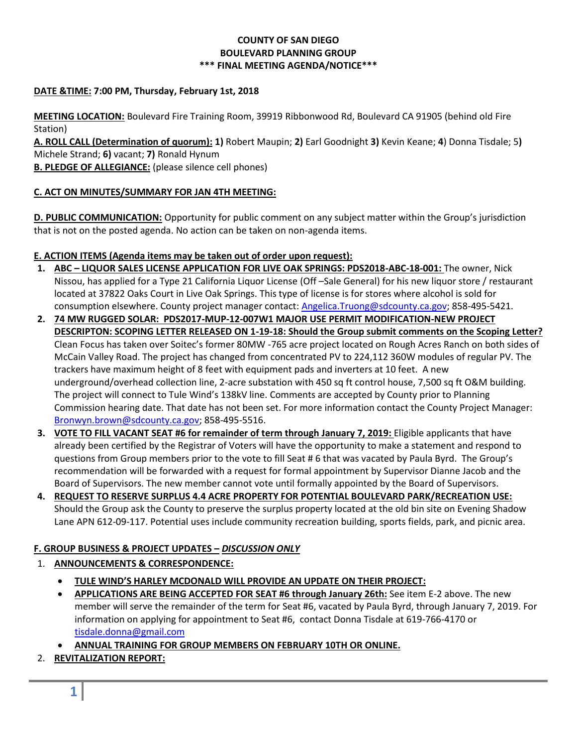**COUNTY OF SAN DIEGO**
**BOULEVARD PLANNING GROUP**
**\*\*\* FINAL MEETING AGENDA/NOTICE\*\*\***

**DATE &TIME: 7:00 PM, Thursday, February 1st, 2018**

**MEETING LOCATION:** Boulevard Fire Training Room, 39919 Ribbonwood Rd, Boulevard CA 91905 (behind old Fire Station)

**A. ROLL CALL (Determination of quorum): 1)** Robert Maupin; **2)** Earl Goodnight **3)** Kevin Keane; **4**) Donna Tisdale; 5**)** Michele Strand; **6)** vacant; **7)** Ronald Hynum

**B. PLEDGE OF ALLEGIANCE:** (please silence cell phones)

**C. ACT ON MINUTES/SUMMARY FOR JAN 4TH MEETING:**

**D. PUBLIC COMMUNICATION:** Opportunity for public comment on any subject matter within the Group's jurisdiction that is not on the posted agenda. No action can be taken on non-agenda items.

**E. ACTION ITEMS (Agenda items may be taken out of order upon request):**

1. **ABC – LIQUOR SALES LICENSE APPLICATION FOR LIVE OAK SPRINGS: PDS2018-ABC-18-001:** The owner, Nick Nissou, has applied for a Type 21 California Liquor License (Off –Sale General) for his new liquor store / restaurant located at 37822 Oaks Court in Live Oak Springs. This type of license is for stores where alcohol is sold for consumption elsewhere. County project manager contact: Angelica.Truong@sdcounty.ca.gov; 858-495-5421.
2. **74 MW RUGGED SOLAR: PDS2017-MUP-12-007W1 MAJOR USE PERMIT MODIFICATION-NEW PROJECT DESCRIPTON: SCOPING LETTER RELEASED ON 1-19-18: Should the Group submit comments on the Scoping Letter?** Clean Focus has taken over Soitec's former 80MW -765 acre project located on Rough Acres Ranch on both sides of McCain Valley Road. The project has changed from concentrated PV to 224,112 360W modules of regular PV. The trackers have maximum height of 8 feet with equipment pads and inverters at 10 feet. A new underground/overhead collection line, 2-acre substation with 450 sq ft control house, 7,500 sq ft O&M building. The project will connect to Tule Wind's 138kV line. Comments are accepted by County prior to Planning Commission hearing date. That date has not been set. For more information contact the County Project Manager: Bronwyn.brown@sdcounty.ca.gov; 858-495-5516.
3. **VOTE TO FILL VACANT SEAT #6 for remainder of term through January 7, 2019:** Eligible applicants that have already been certified by the Registrar of Voters will have the opportunity to make a statement and respond to questions from Group members prior to the vote to fill Seat # 6 that was vacated by Paula Byrd. The Group's recommendation will be forwarded with a request for formal appointment by Supervisor Dianne Jacob and the Board of Supervisors. The new member cannot vote until formally appointed by the Board of Supervisors.
4. **REQUEST TO RESERVE SURPLUS 4.4 ACRE PROPERTY FOR POTENTIAL BOULEVARD PARK/RECREATION USE:** Should the Group ask the County to preserve the surplus property located at the old bin site on Evening Shadow Lane APN 612-09-117. Potential uses include community recreation building, sports fields, park, and picnic area.

**F. GROUP BUSINESS & PROJECT UPDATES – *DISCUSSION ONLY***

1. **ANNOUNCEMENTS & CORRESPONDENCE:**
   - **TULE WIND'S HARLEY MCDONALD WILL PROVIDE AN UPDATE ON THEIR PROJECT:**
   - **APPLICATIONS ARE BEING ACCEPTED FOR SEAT #6 through January 26th:** See item E-2 above. The new member will serve the remainder of the term for Seat #6, vacated by Paula Byrd, through January 7, 2019. For information on applying for appointment to Seat #6, contact Donna Tisdale at 619-766-4170 or tisdale.donna@gmail.com
   - **ANNUAL TRAINING FOR GROUP MEMBERS ON FEBRUARY 10TH OR ONLINE.**
2. **REVITALIZATION REPORT:**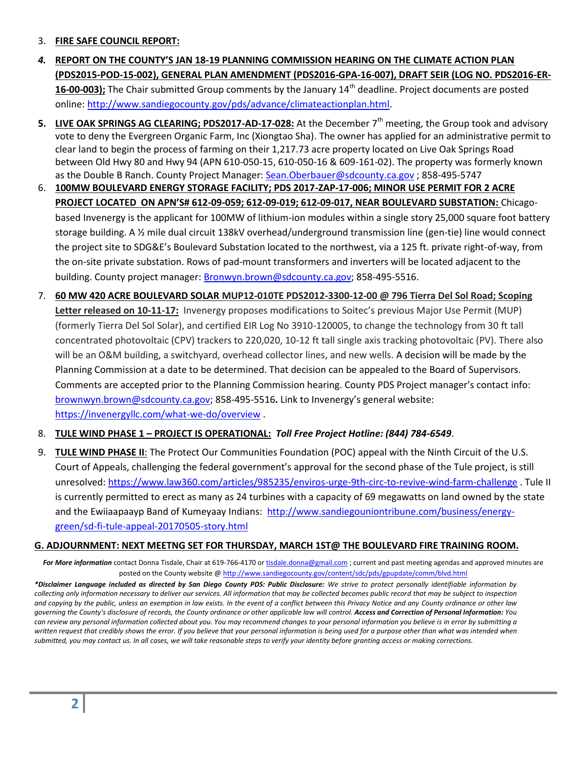3. **FIRE SAFE COUNCIL REPORT:**

4. **REPORT ON THE COUNTY'S JAN 18-19 PLANNING COMMISSION HEARING ON THE CLIMATE ACTION PLAN (PDS2015-POD-15-002), GENERAL PLAN AMENDMENT (PDS2016-GPA-16-007), DRAFT SEIR (LOG NO. PDS2016-ER-16-00-003);** The Chair submitted Group comments by the January 14th deadline. Project documents are posted online: http://www.sandiegocounty.gov/pds/advance/climateactionplan.html.

5. **LIVE OAK SPRINGS AG CLEARING; PDS2017-AD-17-028:** At the December 7th meeting, the Group took and advisory vote to deny the Evergreen Organic Farm, Inc (Xiongtao Sha). The owner has applied for an administrative permit to clear land to begin the process of farming on their 1,217.73 acre property located on Live Oak Springs Road between Old Hwy 80 and Hwy 94 (APN 610-050-15, 610-050-16 & 609-161-02). The property was formerly known as the Double B Ranch. County Project Manager: Sean.Oberbauer@sdcounty.ca.gov ; 858-495-5747

6. **100MW BOULEVARD ENERGY STORAGE FACILITY; PDS 2017-ZAP-17-006; MINOR USE PERMIT FOR 2 ACRE PROJECT LOCATED ON APN'S# 612-09-059; 612-09-019; 612-09-017, NEAR BOULEVARD SUBSTATION:** Chicago-based Invenergy is the applicant for 100MW of lithium-ion modules within a single story 25,000 square foot battery storage building. A ½ mile dual circuit 138kV overhead/underground transmission line (gen-tie) line would connect the project site to SDG&E's Boulevard Substation located to the northwest, via a 125 ft. private right-of-way, from the on-site private substation. Rows of pad-mount transformers and inverters will be located adjacent to the building. County project manager: Bronwyn.brown@sdcounty.ca.gov; 858-495-5516.

7. **60 MW 420 ACRE BOULEVARD SOLAR MUP12-010TE PDS2012-3300-12-00 @ 796 Tierra Del Sol Road; Scoping Letter released on 10-11-17:** Invenergy proposes modifications to Soitec's previous Major Use Permit (MUP) (formerly Tierra Del Sol Solar), and certified EIR Log No 3910-120005, to change the technology from 30 ft tall concentrated photovoltaic (CPV) trackers to 220,020, 10-12 ft tall single axis tracking photovoltaic (PV). There also will be an O&M building, a switchyard, overhead collector lines, and new wells. A decision will be made by the Planning Commission at a date to be determined. That decision can be appealed to the Board of Supervisors. Comments are accepted prior to the Planning Commission hearing. County PDS Project manager's contact info: brownwyn.brown@sdcounty.ca.gov; 858-495-5516**.** Link to Invenergy's general website: https://invenergyllc.com/what-we-do/overview .

8. **TULE WIND PHASE 1 – PROJECT IS OPERATIONAL:** ***Toll Free Project Hotline: (844) 784-6549***.

9. **TULE WIND PHASE II**: The Protect Our Communities Foundation (POC) appeal with the Ninth Circuit of the U.S. Court of Appeals, challenging the federal government's approval for the second phase of the Tule project, is still unresolved: https://www.law360.com/articles/985235/enviros-urge-9th-circ-to-revive-wind-farm-challenge . Tule II is currently permitted to erect as many as 24 turbines with a capacity of 69 megawatts on land owned by the state and the Ewiiaapaayp Band of Kumeyaay Indians: http://www.sandiegouniontribune.com/business/energy-green/sd-fi-tule-appeal-20170505-story.html

**G. ADJOURNMENT: NEXT MEETNG SET FOR THURSDAY, MARCH 1ST@ THE BOULEVARD FIRE TRAINING ROOM.**

***For More information*** contact Donna Tisdale, Chair at 619-766-4170 or tisdale.donna@gmail.com ; current and past meeting agendas and approved minutes are posted on the County website @ http://www.sandiegocounty.gov/content/sdc/pds/gpupdate/comm/blvd.html

****Disclaimer Language included as directed by San Diego County PDS: Public Disclosure:*** *We strive to protect personally identifiable information by collecting only information necessary to deliver our services. All information that may be collected becomes public record that may be subject to inspection and copying by the public, unless an exemption in law exists. In the event of a conflict between this Privacy Notice and any County ordinance or other law governing the County's disclosure of records, the County ordinance or other applicable law will control.* ***Access and Correction of Personal Information:*** *You can review any personal information collected about you. You may recommend changes to your personal information you believe is in error by submitting a written request that credibly shows the error. If you believe that your personal information is being used for a purpose other than what was intended when submitted, you may contact us. In all cases, we will take reasonable steps to verify your identity before granting access or making corrections.*